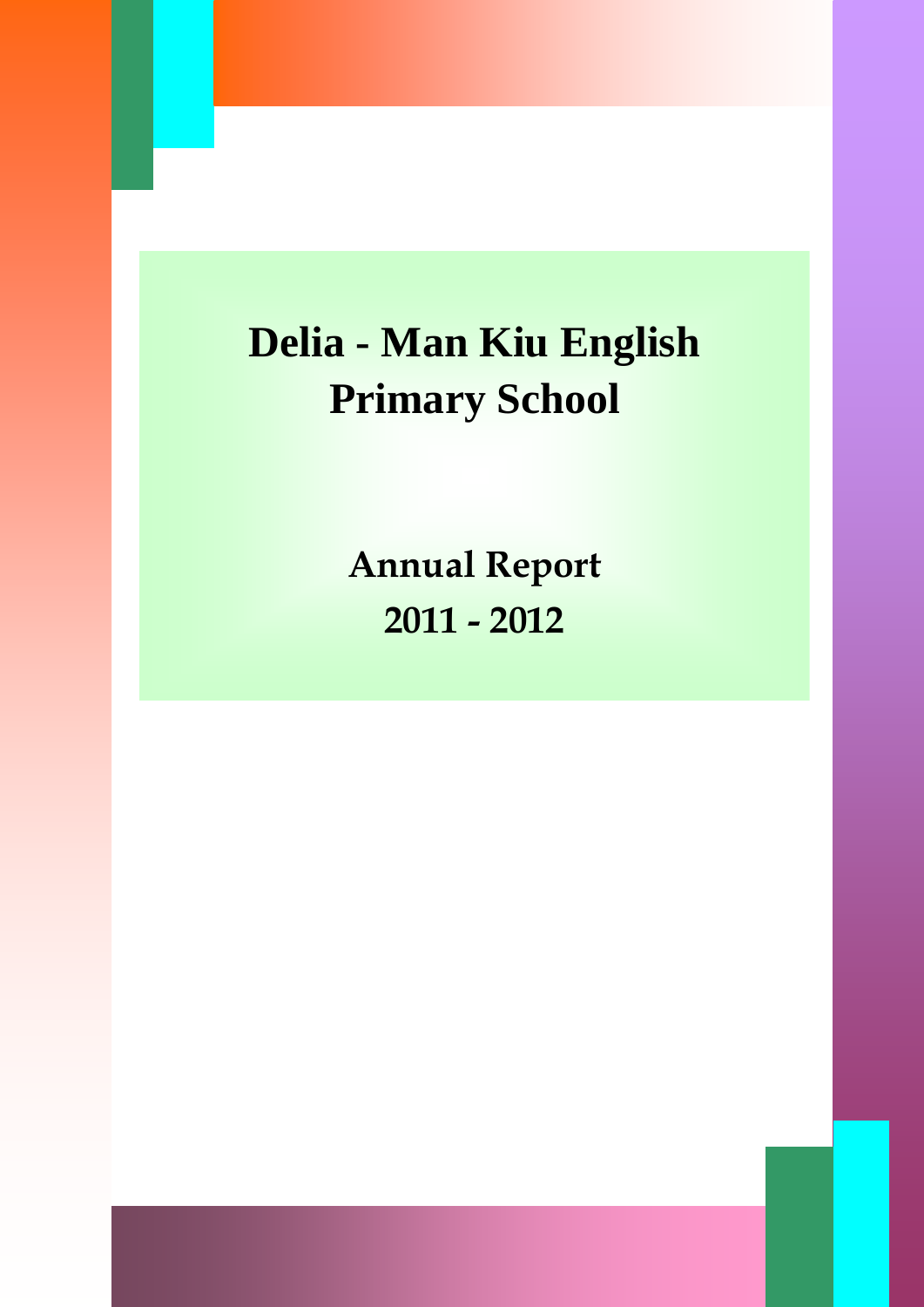# Delia - Man Kiu English Primary School

## Annual Report

## 2011 - 2012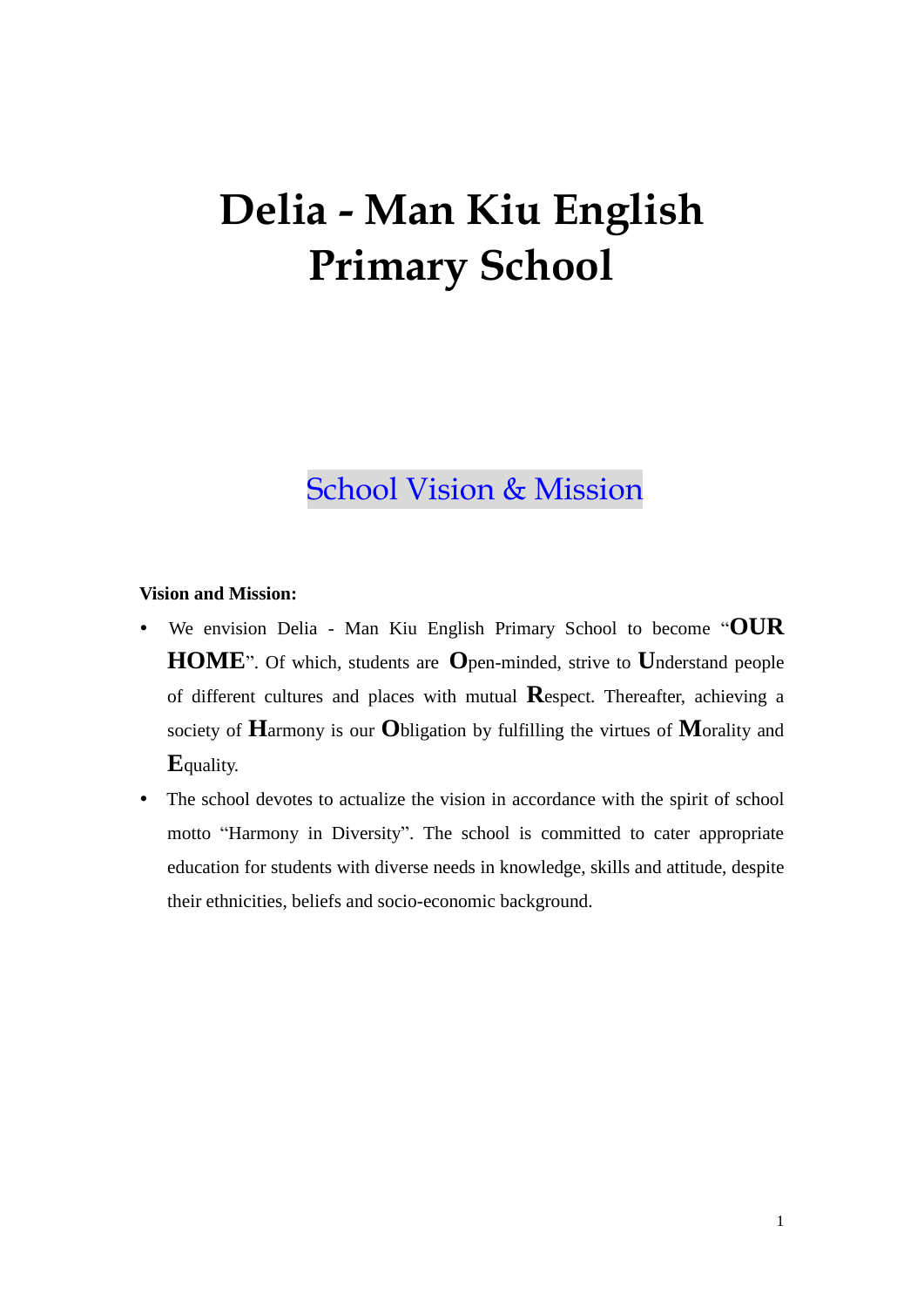# Delia - Man Kiu English Primary School

## School Vision & Mission

**Vision and Mission:**

- We envision Delia - Man Kiu English Primary School to become "**OUR HOME**". Of which, students are **O**pen-minded, strive to **U**nderstand people of different cultures and places with mutual **R**espect. Thereafter, achieving a society of **H**armony is our **O**bligation by fulfilling the virtues of **M**orality and **E**quality.
- The school devotes to actualize the vision in accordance with the spirit of school motto "Harmony in Diversity". The school is committed to cater appropriate education for students with diverse needs in knowledge, skills and attitude, despite their ethnicities, beliefs and socio-economic background.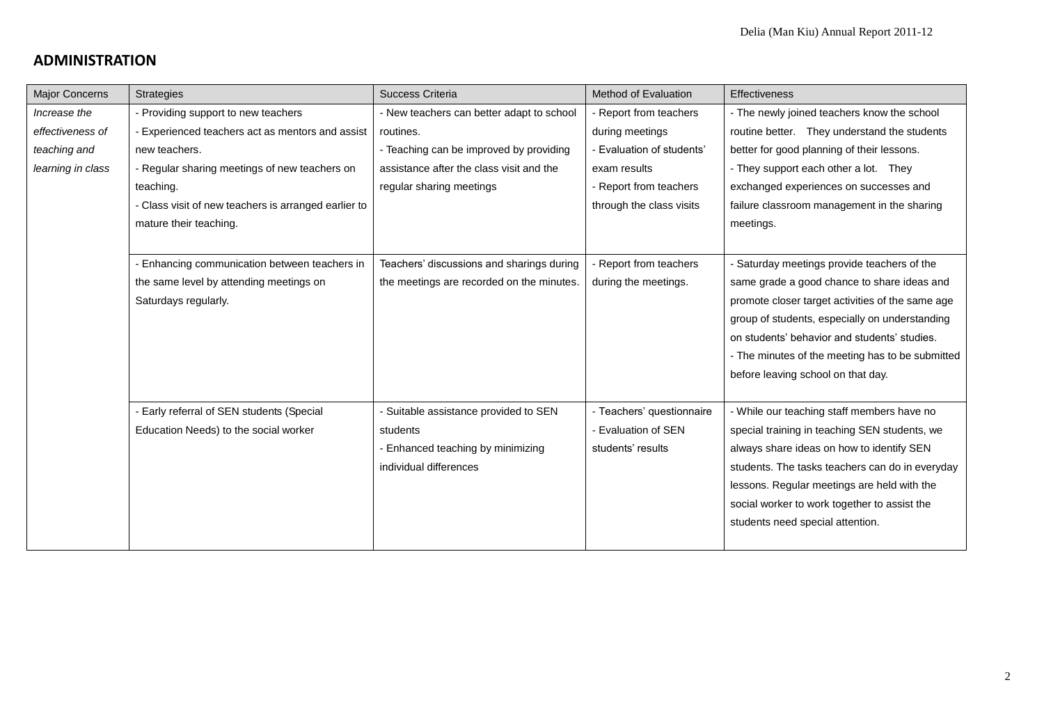## ADMINISTRATION

| Major Concerns | Strategies | Success Criteria | Method of Evaluation | Effectiveness |
|---|---|---|---|---|
| *Increase the effectiveness of teaching and learning in class* | - Providing support to new teachers<br>- Experienced teachers act as mentors and assist new teachers.<br>- Regular sharing meetings of new teachers on teaching.<br>- Class visit of new teachers is arranged earlier to mature their teaching. | - New teachers can better adapt to school routines.<br>- Teaching can be improved by providing assistance after the class visit and the regular sharing meetings | - Report from teachers during meetings<br>- Evaluation of students' exam results<br>- Report from teachers through the class visits | - The newly joined teachers know the school routine better. They understand the students better for good planning of their lessons.<br>- They support each other a lot. They exchanged experiences on successes and failure classroom management in the sharing meetings. |
| | - Enhancing communication between teachers in the same level by attending meetings on Saturdays regularly. | Teachers' discussions and sharings during the meetings are recorded on the minutes. | - Report from teachers during the meetings. | - Saturday meetings provide teachers of the same grade a good chance to share ideas and promote closer target activities of the same age group of students, especially on understanding on students' behavior and students' studies.<br>- The minutes of the meeting has to be submitted before leaving school on that day. |
| | - Early referral of SEN students (Special Education Needs) to the social worker | - Suitable assistance provided to SEN students<br>- Enhanced teaching by minimizing individual differences | - Teachers' questionnaire<br>- Evaluation of SEN students' results | - While our teaching staff members have no special training in teaching SEN students, we always share ideas on how to identify SEN students. The tasks teachers can do in everyday lessons. Regular meetings are held with the social worker to work together to assist the students need special attention. |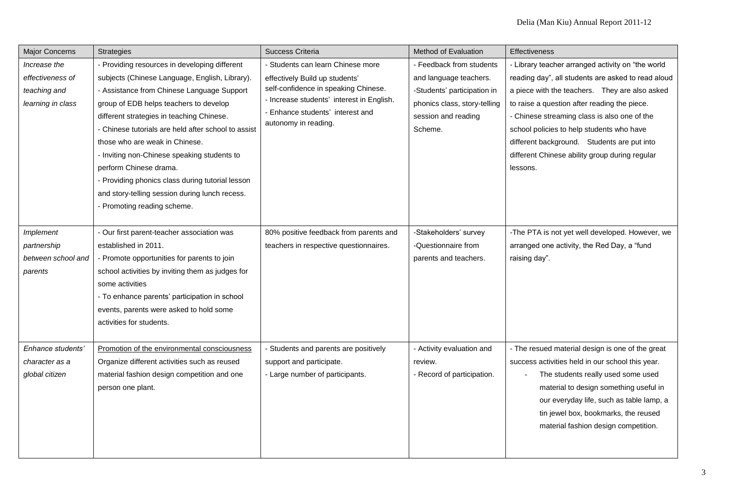| Major Concerns | Strategies | Success Criteria | Method of Evaluation | Effectiveness |
|---|---|---|---|---|
| *Increase the effectiveness of teaching and learning in class* | - Providing resources in developing different subjects (Chinese Language, English, Library).<br>- Assistance from Chinese Language Support group of EDB helps teachers to develop different strategies in teaching Chinese.<br>- Chinese tutorials are held after school to assist those who are weak in Chinese.<br>- Inviting non-Chinese speaking students to perform Chinese drama.<br>- Providing phonics class during tutorial lesson and story-telling session during lunch recess.<br>- Promoting reading scheme. | - Students can learn Chinese more effectively Build up students' self-confidence in speaking Chinese.<br>- Increase students' interest in English.<br>- Enhance students' interest and autonomy in reading. | - Feedback from students and language teachers.<br>-Students' participation in phonics class, story-telling session and reading Scheme. | - Library teacher arranged activity on "the world reading day", all students are asked to read aloud a piece with the teachers. They are also asked to raise a question after reading the piece.<br>- Chinese streaming class is also one of the school policies to help students who have different background. Students are put into different Chinese ability group during regular lessons. |
| *Implement partnership between school and parents* | - Our first parent-teacher association was established in 2011.<br>- Promote opportunities for parents to join school activities by inviting them as judges for some activities<br>- To enhance parents' participation in school events, parents were asked to hold some activities for students. | 80% positive feedback from parents and teachers in respective questionnaires. | -Stakeholders' survey<br>-Questionnaire from parents and teachers. | -The PTA is not yet well developed. However, we arranged one activity, the Red Day, a "fund raising day". |
| *Enhance students' character as a global citizen* | <u>Promotion of the environmental consciousness</u><br>Organize different activities such as reused material fashion design competition and one person one plant. | - Students and parents are positively support and participate.<br>- Large number of participants. | - Activity evaluation and review.<br>- Record of participation. | - The resued material design is one of the great success activities held in our school this year.<br>- The students really used some used material to design something useful in our everyday life, such as table lamp, a tin jewel box, bookmarks, the reused material fashion design competition. |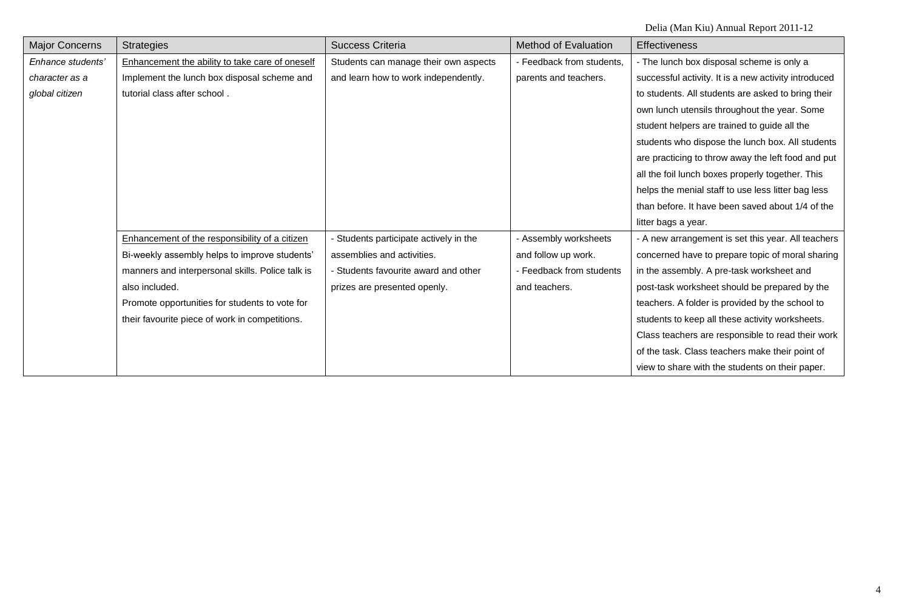| Major Concerns | Strategies | Success Criteria | Method of Evaluation | Effectiveness |
|---|---|---|---|---|
| *Enhance students' character as a global citizen* | <u>Enhancement the ability to take care of oneself</u><br>Implement the lunch box disposal scheme and tutorial class after school . | Students can manage their own aspects and learn how to work independently. | - Feedback from students, parents and teachers. | - The lunch box disposal scheme is only a successful activity. It is a new activity introduced to students. All students are asked to bring their own lunch utensils throughout the year. Some student helpers are trained to guide all the students who dispose the lunch box. All students are practicing to throw away the left food and put all the foil lunch boxes properly together. This helps the menial staff to use less litter bag less than before. It have been saved about 1/4 of the litter bags a year. |
| | <u>Enhancement of the responsibility of a citizen</u><br>Bi-weekly assembly helps to improve students' manners and interpersonal skills. Police talk is also included.<br>Promote opportunities for students to vote for their favourite piece of work in competitions. | - Students participate actively in the assemblies and activities.<br>- Students favourite award and other prizes are presented openly. | - Assembly worksheets and follow up work.<br>- Feedback from students and teachers. | - A new arrangement is set this year. All teachers concerned have to prepare topic of moral sharing in the assembly. A pre-task worksheet and post-task worksheet should be prepared by the teachers. A folder is provided by the school to students to keep all these activity worksheets. Class teachers are responsible to read their work of the task. Class teachers make their point of view to share with the students on their paper. |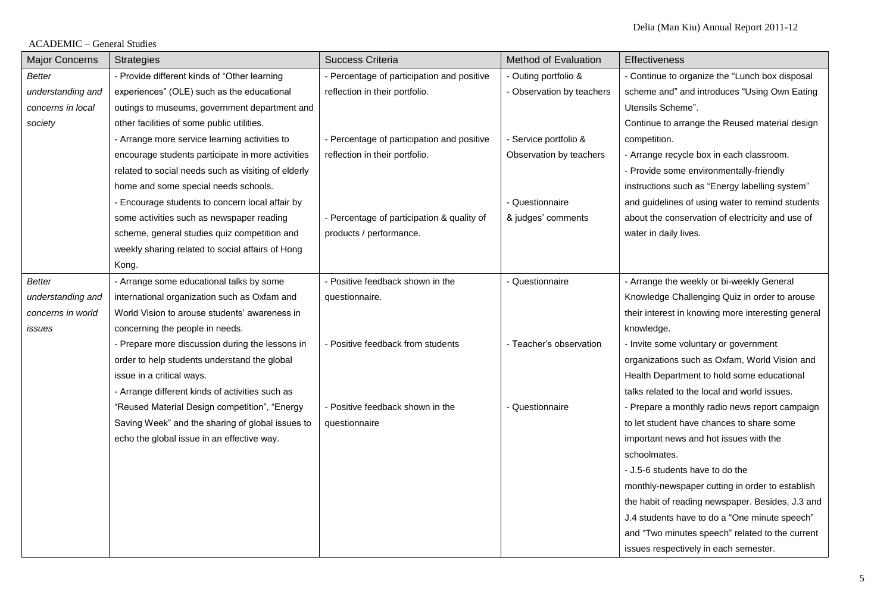ACADEMIC – General Studies

| Major Concerns | Strategies | Success Criteria | Method of Evaluation | Effectiveness |
|---|---|---|---|---|
| *Better understanding and concerns in local society* | - Provide different kinds of "Other learning experiences" (OLE) such as the educational outings to museums, government department and other facilities of some public utilities.<br>- Arrange more service learning activities to encourage students participate in more activities related to social needs such as visiting of elderly home and some special needs schools.<br>- Encourage students to concern local affair by some activities such as newspaper reading scheme, general studies quiz competition and weekly sharing related to social affairs of Hong Kong. | - Percentage of participation and positive reflection in their portfolio.<br>- Percentage of participation and positive reflection in their portfolio.<br>- Percentage of participation & quality of products / performance. | - Outing portfolio &<br>- Observation by teachers<br>- Service portfolio & Observation by teachers<br>- Questionnaire & judges' comments | - Continue to organize the "Lunch box disposal scheme and" and introduces "Using Own Eating Utensils Scheme".<br>Continue to arrange the Reused material design competition.<br>- Arrange recycle box in each classroom.<br>- Provide some environmentally-friendly instructions such as "Energy labelling system" and guidelines of using water to remind students about the conservation of electricity and use of water in daily lives. |
| *Better understanding and concerns in world issues* | - Arrange some educational talks by some international organization such as Oxfam and World Vision to arouse students' awareness in concerning the people in needs.<br>- Prepare more discussion during the lessons in order to help students understand the global issue in a critical ways.<br>- Arrange different kinds of activities such as "Reused Material Design competition", "Energy Saving Week" and the sharing of global issues to echo the global issue in an effective way. | - Positive feedback shown in the questionnaire.<br>- Positive feedback from students<br>- Positive feedback shown in the questionnaire | - Questionnaire<br>- Teacher's observation<br>- Questionnaire | - Arrange the weekly or bi-weekly General Knowledge Challenging Quiz in order to arouse their interest in knowing more interesting general knowledge.<br>- Invite some voluntary or government organizations such as Oxfam, World Vision and Health Department to hold some educational talks related to the local and world issues.<br>- Prepare a monthly radio news report campaign to let student have chances to share some important news and hot issues with the schoolmates.<br>- J.5-6 students have to do the monthly-newspaper cutting in order to establish the habit of reading newspaper. Besides, J.3 and J.4 students have to do a "One minute speech" and "Two minutes speech" related to the current issues respectively in each semester. |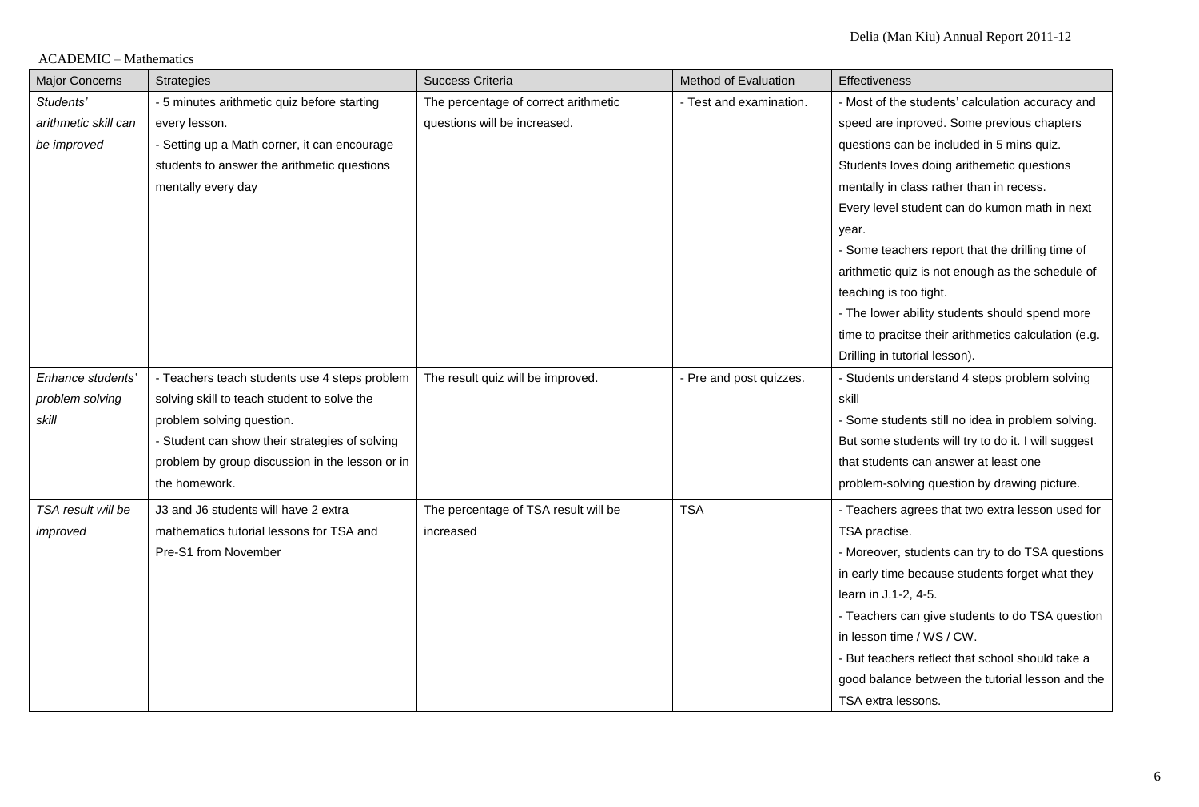ACADEMIC – Mathematics

| Major Concerns | Strategies | Success Criteria | Method of Evaluation | Effectiveness |
|---|---|---|---|---|
| *Students' arithmetic skill can be improved* | - 5 minutes arithmetic quiz before starting every lesson.<br>- Setting up a Math corner, it can encourage students to answer the arithmetic questions mentally every day | The percentage of correct arithmetic questions will be increased. | - Test and examination. | - Most of the students' calculation accuracy and speed are inproved. Some previous chapters questions can be included in 5 mins quiz. Students loves doing arithemetic questions mentally in class rather than in recess. Every level student can do kumon math in next year.<br>- Some teachers report that the drilling time of arithmetic quiz is not enough as the schedule of teaching is too tight.<br>- The lower ability students should spend more time to pracitse their arithmetics calculation (e.g. Drilling in tutorial lesson). |
| *Enhance students' problem solving skill* | - Teachers teach students use 4 steps problem solving skill to teach student to solve the problem solving question.<br>- Student can show their strategies of solving problem by group discussion in the lesson or in the homework. | The result quiz will be improved. | - Pre and post quizzes. | - Students understand 4 steps problem solving skill<br>- Some students still no idea in problem solving. But some students will try to do it. I will suggest that students can answer at least one problem-solving question by drawing picture. |
| *TSA result will be improved* | J3 and J6 students will have 2 extra mathematics tutorial lessons for TSA and Pre-S1 from November | The percentage of TSA result will be increased | TSA | - Teachers agrees that two extra lesson used for TSA practise.<br>- Moreover, students can try to do TSA questions in early time because students forget what they learn in J.1-2, 4-5.<br>- Teachers can give students to do TSA question in lesson time / WS / CW.<br>- But teachers reflect that school should take a good balance between the tutorial lesson and the TSA extra lessons. |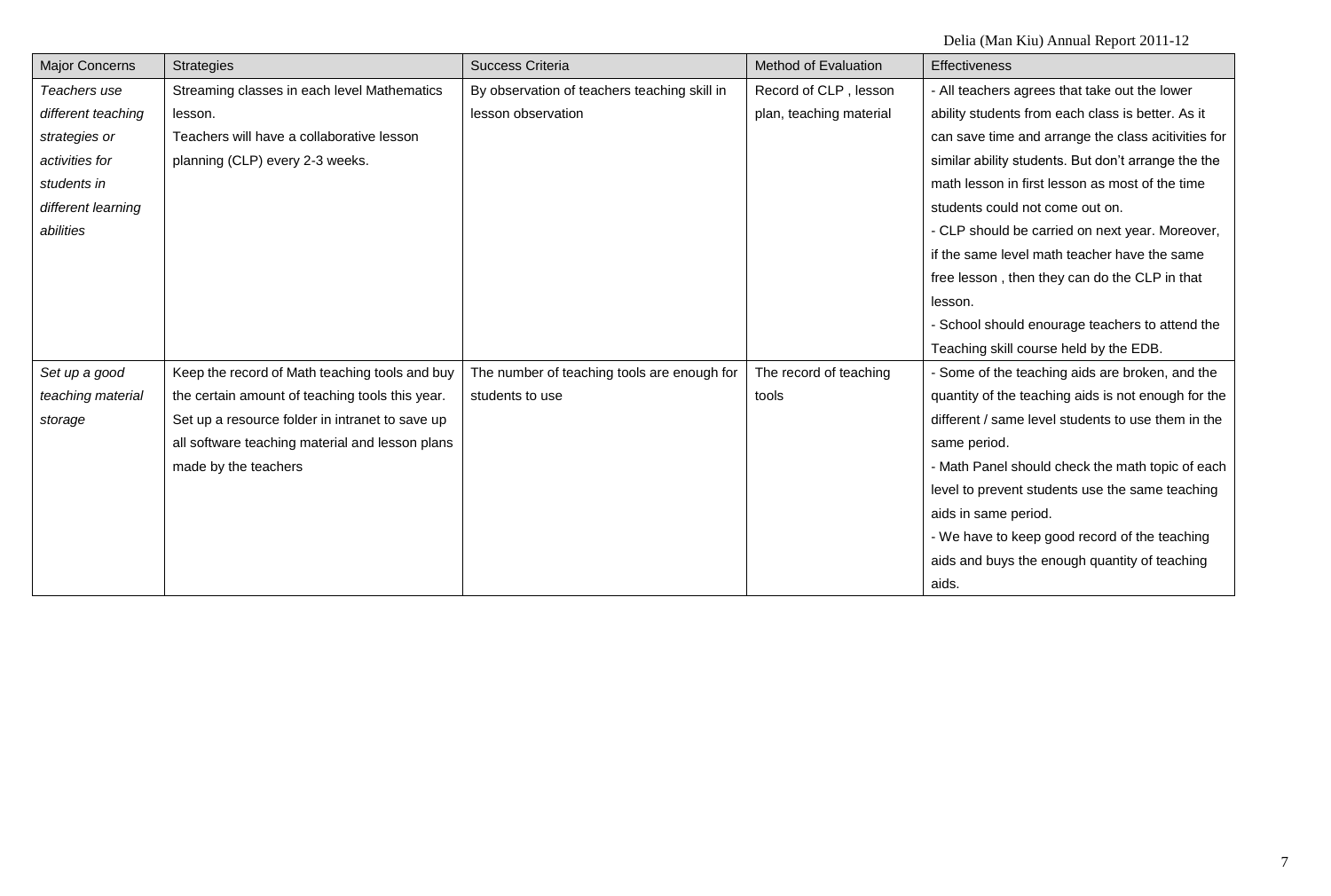| Major Concerns | Strategies | Success Criteria | Method of Evaluation | Effectiveness |
|---|---|---|---|---|
| *Teachers use different teaching strategies or activities for students in different learning abilities* | Streaming classes in each level Mathematics lesson.<br>Teachers will have a collaborative lesson planning (CLP) every 2-3 weeks. | By observation of teachers teaching skill in lesson observation | Record of CLP , lesson plan, teaching material | - All teachers agrees that take out the lower ability students from each class is better. As it can save time and arrange the class acitivities for similar ability students. But don't arrange the the math lesson in first lesson as most of the time students could not come out on.<br>- CLP should be carried on next year. Moreover, if the same level math teacher have the same free lesson , then they can do the CLP in that lesson.<br>- School should enourage teachers to attend the Teaching skill course held by the EDB. |
| *Set up a good teaching material storage* | Keep the record of Math teaching tools and buy the certain amount of teaching tools this year.<br>Set up a resource folder in intranet to save up all software teaching material and lesson plans made by the teachers | The number of teaching tools are enough for students to use | The record of teaching tools | - Some of the teaching aids are broken, and the quantity of the teaching aids is not enough for the different / same level students to use them in the same period.<br>- Math Panel should check the math topic of each level to prevent students use the same teaching aids in same period.<br>- We have to keep good record of the teaching aids and buys the enough quantity of teaching aids. |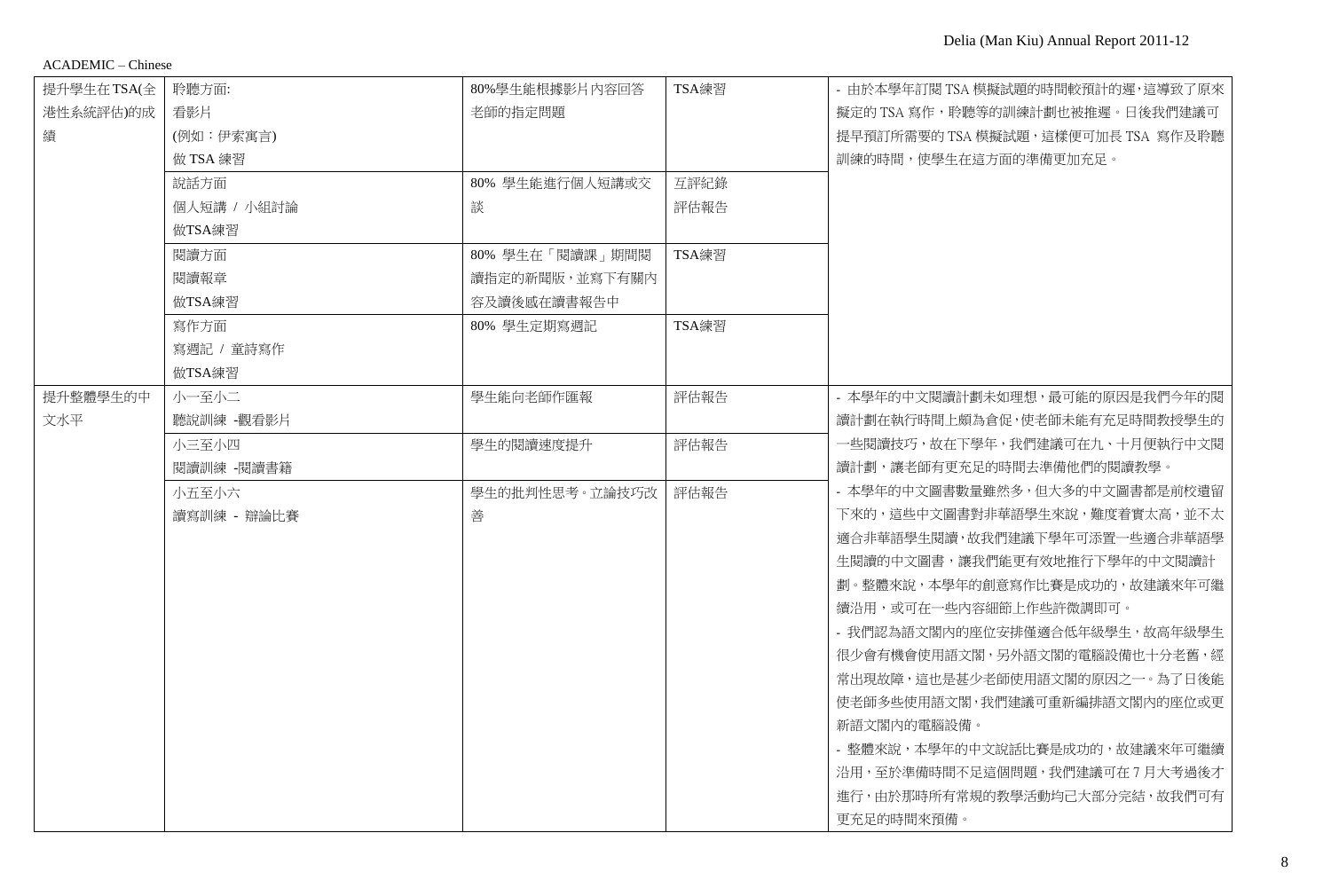ACADEMIC – Chinese

| | | | | |
|---|---|---|---|---|
| 提升學生在TSA(全港性系統評估)的成績 | 聆聽方面:<br>看影片<br>(例如：伊索寓言)<br>做 TSA 練習 | 80%學生能根據影片內容回答老師的指定問題 | TSA練習 | - 由於本學年訂閱 TSA 模擬試題的時間較預計的遲，這導致了原來擬定的 TSA 寫作，聆聽等的訓練計劃也被推遲。日後我們建議可提早預訂所需要的 TSA 模擬試題，這樣便可加長 TSA 寫作及聆聽訓練的時間，使學生在這方面的準備更加充足。 |
| | 說話方面<br>個人短講 / 小組討論<br>做TSA練習 | 80% 學生能進行個人短講或交談 | 互評紀錄<br>評估報告 | |
| | 閱讀方面<br>閱讀報章<br>做TSA練習 | 80% 學生在「閱讀課」期間閱讀指定的新聞版，並寫下有關內容及讀後感在讀書報告中 | TSA練習 | |
| | 寫作方面<br>寫週記 / 童詩寫作<br>做TSA練習 | 80% 學生定期寫週記 | TSA練習 | |
| 提升整體學生的中文水平 | 小一至小二<br>聽說訓練 -觀看影片 | 學生能向老師作匯報 | 評估報告 | - 本學年的中文閱讀計劃未如理想，最可能的原因是我們今年的閱讀計劃在執行時間上頗為倉促，使老師未能有充足時間教授學生的一些閱讀技巧，故在下學年，我們建議可在九、十月便執行中文閱讀計劃，讓老師有更充足的時間去準備他們的閱讀教學。<br>- 本學年的中文圖書數量雖然多，但大多的中文圖書都是前校遺留下來的，這些中文圖書對非華語學生來說，難度着實太高，並不太適合非華語學生閱讀，故我們建議下學年可添置一些適合非華語學生閱讀的中文圖書，讓我們能更有效地推行下學年的中文閱讀計劃。整體來說，本學年的創意寫作比賽是成功的，故建議來年可繼續沿用，或可在一些內容細節上作些許微調即可。<br>- 我們認為語文閣內的座位安排僅適合低年級學生，故高年級學生很少會有機會使用語文閣，另外語文閣的電腦設備也十分老舊，經常出現故障，這也是甚少老師使用語文閣的原因之一。為了日後能使老師多些使用語文閣，我們建議可重新編排語文閣內的座位或更新語文閣內的電腦設備。<br>- 整體來說，本學年的中文說話比賽是成功的，故建議來年可繼續沿用，至於準備時間不足這個問題，我們建議可在 7 月大考過後才進行，由於那時所有常規的教學活動均已大部分完結，故我們可有更充足的時間來預備。 |
| | 小三至小四<br>閱讀訓練 -閱讀書籍 | 學生的閱讀速度提升 | 評估報告 | |
| | 小五至小六<br>讀寫訓練 - 辯論比賽 | 學生的批判性思考。立論技巧改善 | 評估報告 | |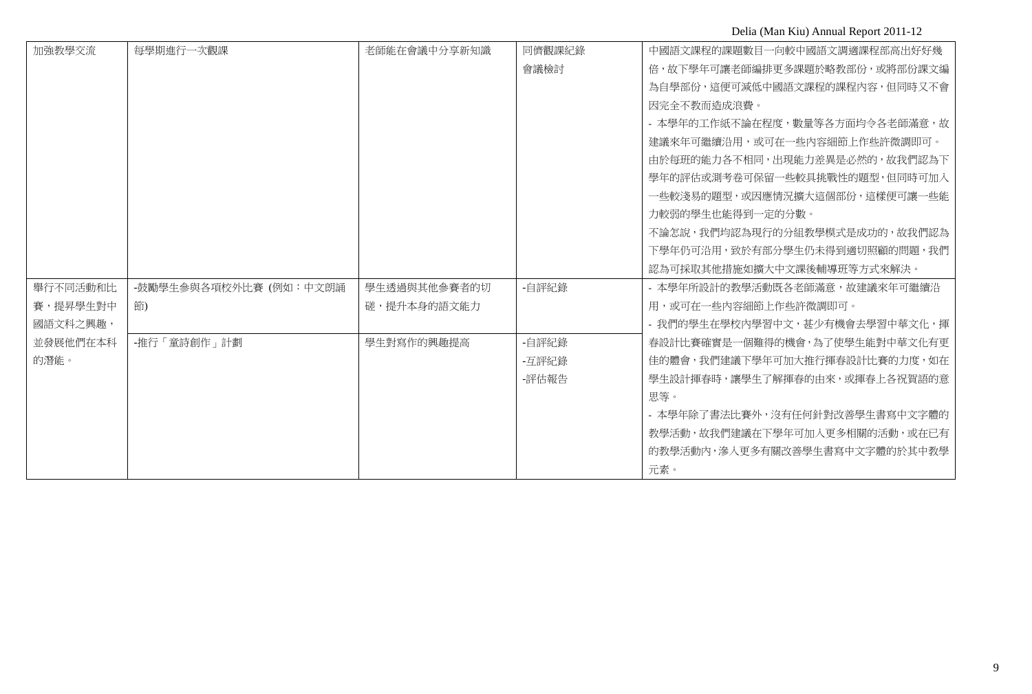| 加強教學交流 | 每學期進行一次觀課 | 老師能在會議中分享新知識 | 同儕觀課紀錄<br>會議檢討 | 中國語文課程的課題數目一向較中國語文調適課程部高出好好幾倍，故下學年可讓老師編排更多課題於略教部份，或將部份課文編為自學部份，這便可減低中國語文課程的課程內容，但同時又不會因完全不教而造成浪費。<br>- 本學年的工作紙不論在程度，數量等各方面均令各老師滿意，故建議來年可繼續沿用，或可在一些內容細節上作些許微調即可。<br>由於每班的能力各不相同，出現能力差異是必然的，故我們認為下學年的評估或測考卷可保留一些較具挑戰性的題型，但同時可加入一些較淺易的題型，或因應情況擴大這個部份，這樣便可讓一些能力較弱的學生也能得到一定的分數。<br>不論怎說，我們均認為現行的分組教學模式是成功的，故我們認為下學年仍可沿用，致於有部分學生仍未得到適切照顧的問題，我們認為可採取其他措施如擴大中文課後輔導班等方式來解決。 |
|---|---|---|---|---|
| 舉行不同活動和比賽，提昇學生對中國語文科之興趣，並發展他們在本科的潛能。 | -鼓勵學生參與各項校外比賽 (例如：中文朗誦節) | 學生透過與其他參賽者的切磋，提升本身的語文能力 | -自評紀錄 | - 本學年所設計的教學活動既各老師滿意，故建議來年可繼續沿用，或可在一些內容細節上作些許微調即可。<br>- 我們的學生在學校內學習中文，甚少有機會去學習中華文化，揮春設計比賽確實是一個難得的機會，為了使學生能對中華文化有更佳的體會，我們建議下學年可加大推行揮春設計比賽的力度，如在學生設計揮春時，讓學生了解揮春的由來，或揮春上各祝賀語的意思等。<br>- 本學年除了書法比賽外，沒有任何針對改善學生書寫中文字體的教學活動，故我們建議在下學年可加入更多相關的活動，或在已有的教學活動內，滲入更多有關改善學生書寫中文字體的於其中教學元素。 |
| | -推行「童詩創作」計劃 | 學生對寫作的興趣提高 | -自評紀錄<br>-互評紀錄<br>-評估報告 | |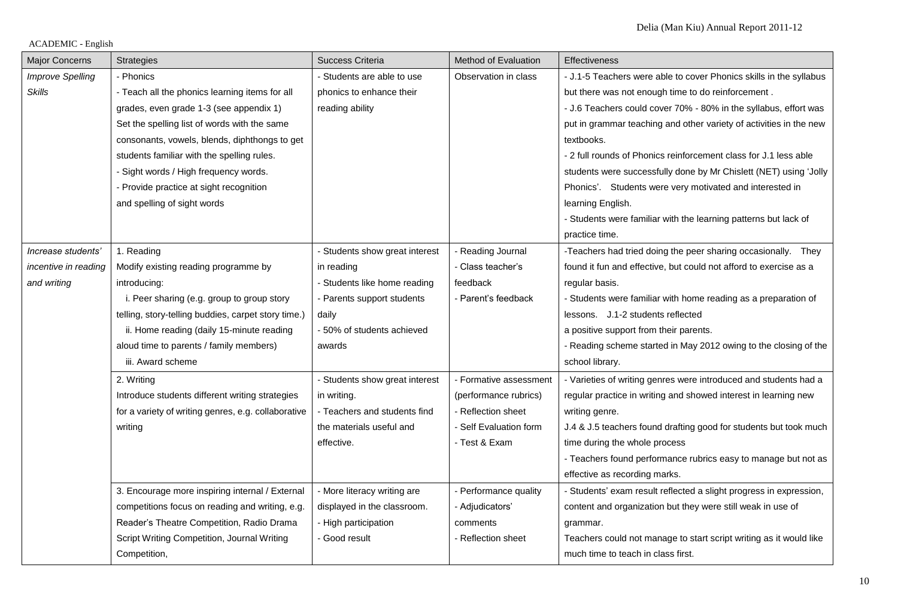ACADEMIC - English

| Major Concerns | Strategies | Success Criteria | Method of Evaluation | Effectiveness |
|---|---|---|---|---|
| *Improve Spelling Skills* | - Phonics<br>- Teach all the phonics learning items for all grades, even grade 1-3 (see appendix 1)<br>Set the spelling list of words with the same consonants, vowels, blends, diphthongs to get students familiar with the spelling rules.<br>- Sight words / High frequency words.<br>- Provide practice at sight recognition and spelling of sight words | - Students are able to use phonics to enhance their reading ability | Observation in class | - J.1-5 Teachers were able to cover Phonics skills in the syllabus but there was not enough time to do reinforcement .<br>- J.6 Teachers could cover 70% - 80% in the syllabus, effort was put in grammar teaching and other variety of activities in the new textbooks.<br>- 2 full rounds of Phonics reinforcement class for J.1 less able students were successfully done by Mr Chislett (NET) using 'Jolly Phonics'. Students were very motivated and interested in learning English.<br>- Students were familiar with the learning patterns but lack of practice time. |
| *Increase students' incentive in reading and writing* | 1. Reading<br>Modify existing reading programme by introducing:<br>i. Peer sharing (e.g. group to group story telling, story-telling buddies, carpet story time.)<br>ii. Home reading (daily 15-minute reading aloud time to parents / family members)<br>iii. Award scheme | - Students show great interest in reading<br>- Students like home reading<br>- Parents support students daily<br>- 50% of students achieved awards | - Reading Journal<br>- Class teacher's feedback<br>- Parent's feedback | -Teachers had tried doing the peer sharing occasionally. They found it fun and effective, but could not afford to exercise as a regular basis.<br>- Students were familiar with home reading as a preparation of lessons. J.1-2 students reflected a positive support from their parents.<br>- Reading scheme started in May 2012 owing to the closing of the school library. |
| | 2. Writing<br>Introduce students different writing strategies for a variety of writing genres, e.g. collaborative writing | - Students show great interest in writing.<br>- Teachers and students find the materials useful and effective. | - Formative assessment (performance rubrics)<br>- Reflection sheet<br>- Self Evaluation form<br>- Test & Exam | - Varieties of writing genres were introduced and students had a regular practice in writing and showed interest in learning new writing genre.<br>J.4 & J.5 teachers found drafting good for students but took much time during the whole process<br>- Teachers found performance rubrics easy to manage but not as effective as recording marks. |
| | 3. Encourage more inspiring internal / External competitions focus on reading and writing, e.g. Reader's Theatre Competition, Radio Drama Script Writing Competition, Journal Writing Competition, | - More literacy writing are displayed in the classroom.<br>- High participation<br>- Good result | - Performance quality<br>- Adjudicators' comments<br>- Reflection sheet | - Students' exam result reflected a slight progress in expression, content and organization but they were still weak in use of grammar.<br>Teachers could not manage to start script writing as it would like much time to teach in class first. |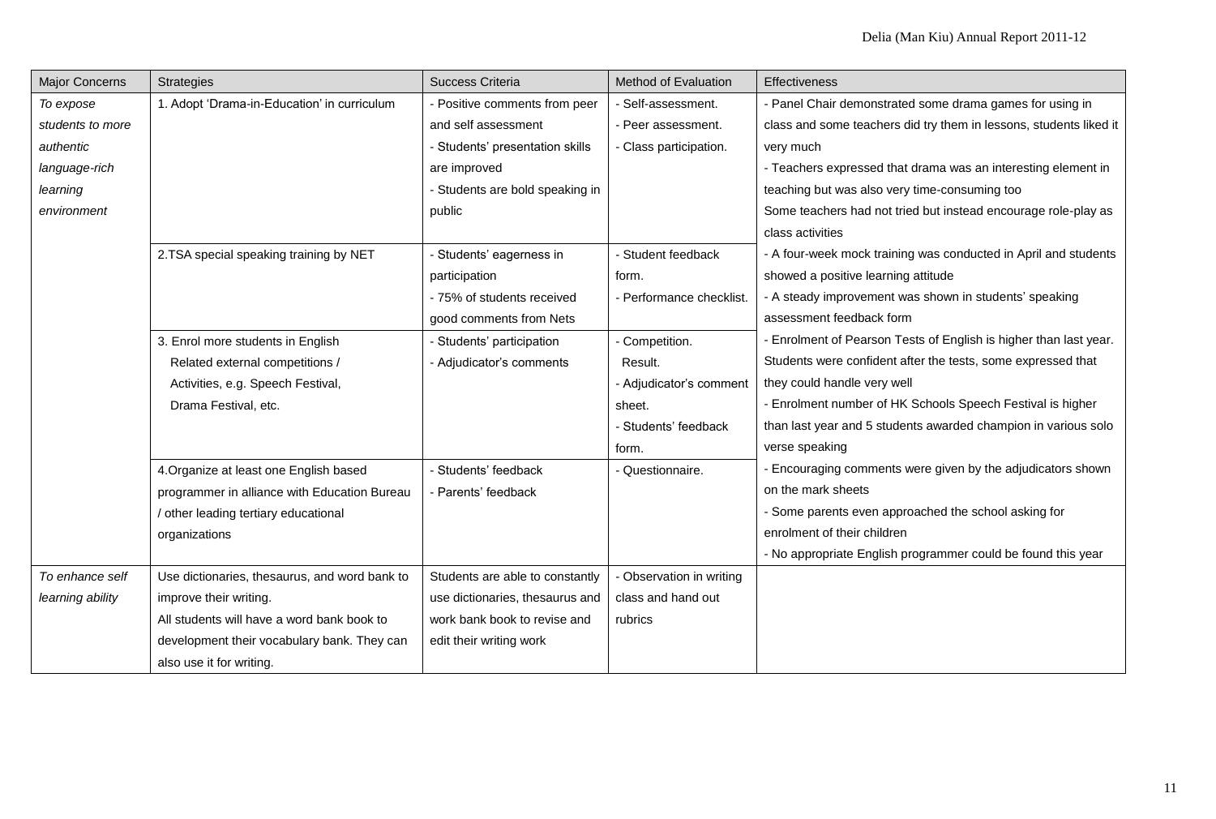| Major Concerns | Strategies | Success Criteria | Method of Evaluation | Effectiveness |
|---|---|---|---|---|
| *To expose students to more authentic language-rich learning environment* | 1. Adopt 'Drama-in-Education' in curriculum | - Positive comments from peer and self assessment<br>- Students' presentation skills are improved<br>- Students are bold speaking in public | - Self-assessment.<br>- Peer assessment.<br>- Class participation. | - Panel Chair demonstrated some drama games for using in class and some teachers did try them in lessons, students liked it very much<br>- Teachers expressed that drama was an interesting element in teaching but was also very time-consuming too<br>Some teachers had not tried but instead encourage role-play as class activities |
| | 2.TSA special speaking training by NET | - Students' eagerness in participation<br>- 75% of students received good comments from Nets | - Student feedback form.<br>- Performance checklist. | - A four-week mock training was conducted in April and students showed a positive learning attitude<br>- A steady improvement was shown in students' speaking assessment feedback form |
| | 3. Enrol more students in English Related external competitions / Activities, e.g. Speech Festival, Drama Festival, etc. | - Students' participation<br>- Adjudicator's comments | - Competition. Result.<br>- Adjudicator's comment sheet.<br>- Students' feedback form. | - Enrolment of Pearson Tests of English is higher than last year. Students were confident after the tests, some expressed that they could handle very well<br>- Enrolment number of HK Schools Speech Festival is higher than last year and 5 students awarded champion in various solo verse speaking |
| | 4.Organize at least one English based programmer in alliance with Education Bureau / other leading tertiary educational organizations | - Students' feedback<br>- Parents' feedback | - Questionnaire. | - Encouraging comments were given by the adjudicators shown on the mark sheets<br>- Some parents even approached the school asking for enrolment of their children<br>- No appropriate English programmer could be found this year |
| *To enhance self learning ability* | Use dictionaries, thesaurus, and word bank to improve their writing.<br>All students will have a word bank book to development their vocabulary bank. They can also use it for writing. | Students are able to constantly use dictionaries, thesaurus and work bank book to revise and edit their writing work | - Observation in writing class and hand out rubrics | |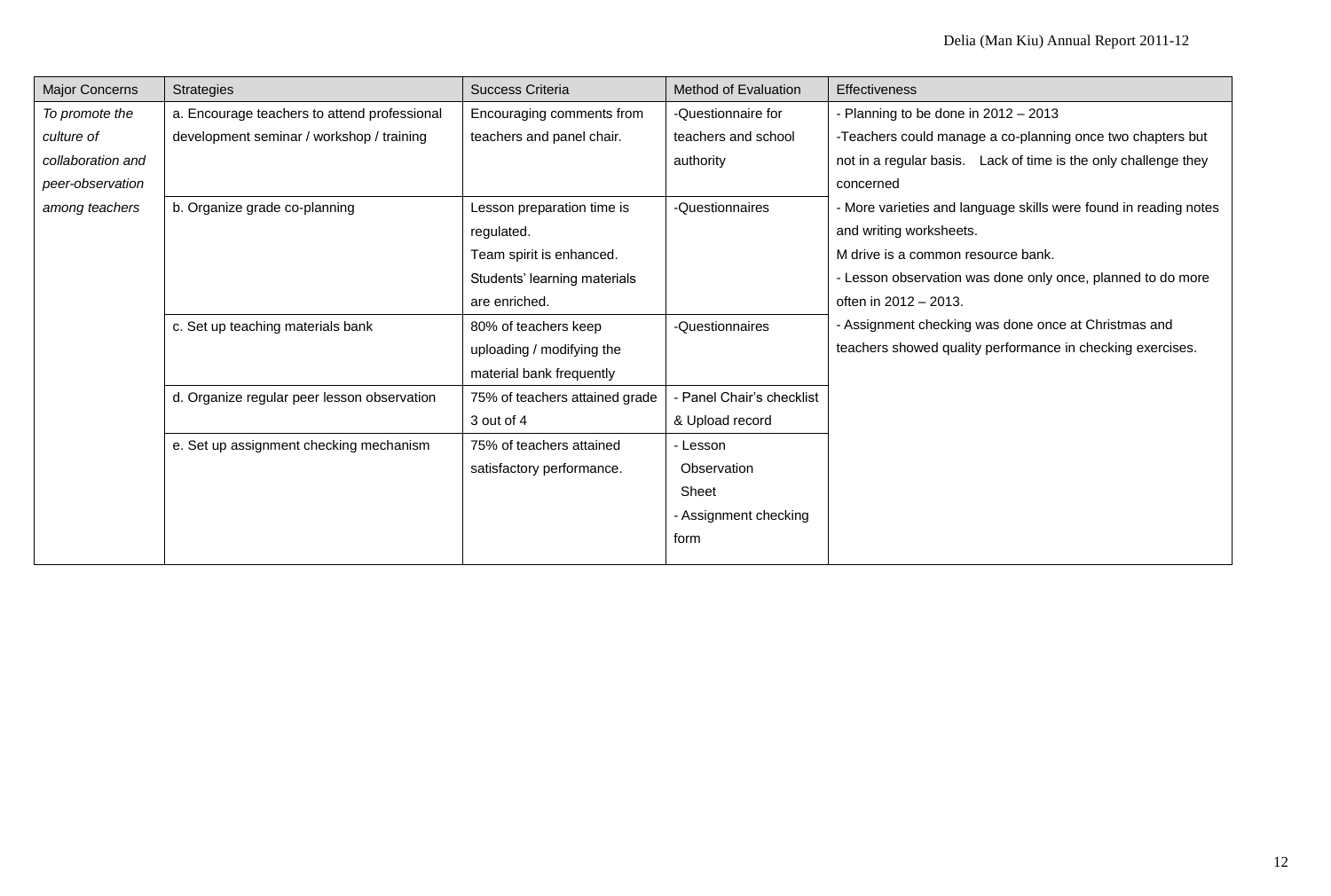| Major Concerns | Strategies | Success Criteria | Method of Evaluation | Effectiveness |
|---|---|---|---|---|
| *To promote the culture of collaboration and peer-observation among teachers* | a. Encourage teachers to attend professional development seminar / workshop / training | Encouraging comments from teachers and panel chair. | -Questionnaire for teachers and school authority | - Planning to be done in 2012 – 2013<br>-Teachers could manage a co-planning once two chapters but not in a regular basis. Lack of time is the only challenge they concerned<br>- More varieties and language skills were found in reading notes and writing worksheets.<br>M drive is a common resource bank.<br>- Lesson observation was done only once, planned to do more often in 2012 – 2013.<br>- Assignment checking was done once at Christmas and teachers showed quality performance in checking exercises. |
| | b. Organize grade co-planning | Lesson preparation time is regulated.<br>Team spirit is enhanced.<br>Students' learning materials are enriched. | -Questionnaires | |
| | c. Set up teaching materials bank | 80% of teachers keep uploading / modifying the material bank frequently | -Questionnaires | |
| | d. Organize regular peer lesson observation | 75% of teachers attained grade 3 out of 4 | - Panel Chair's checklist & Upload record | |
| | e. Set up assignment checking mechanism | 75% of teachers attained satisfactory performance. | - Lesson Observation Sheet<br>- Assignment checking form | |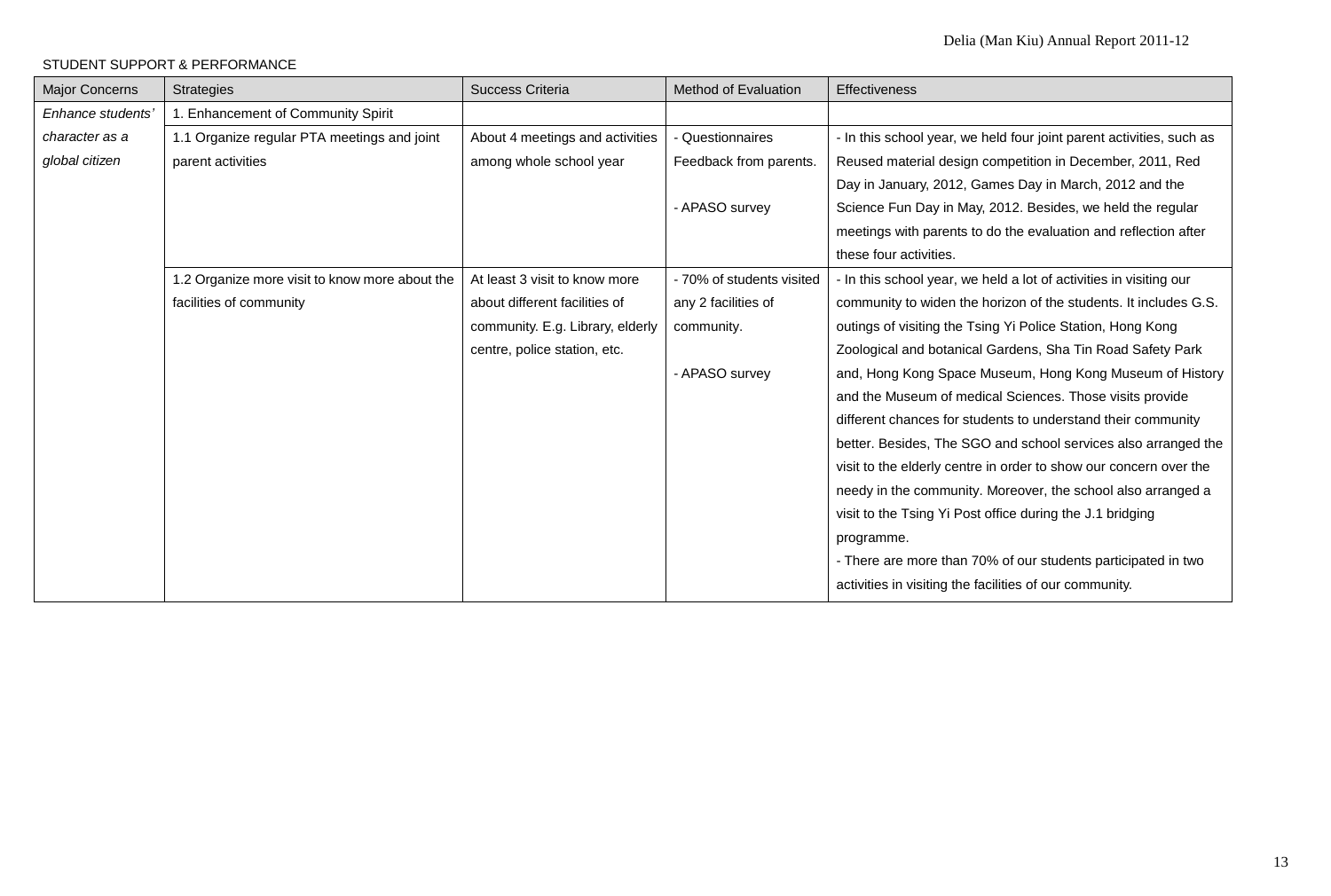STUDENT SUPPORT & PERFORMANCE

| Major Concerns | Strategies | Success Criteria | Method of Evaluation | Effectiveness |
|---|---|---|---|---|
| *Enhance students' character as a global citizen* | 1. Enhancement of Community Spirit | | | |
| | 1.1 Organize regular PTA meetings and joint parent activities | About 4 meetings and activities among whole school year | - Questionnaires Feedback from parents.<br><br>- APASO survey | - In this school year, we held four joint parent activities, such as Reused material design competition in December, 2011, Red Day in January, 2012, Games Day in March, 2012 and the Science Fun Day in May, 2012. Besides, we held the regular meetings with parents to do the evaluation and reflection after these four activities. |
| | 1.2 Organize more visit to know more about the facilities of community | At least 3 visit to know more about different facilities of community. E.g. Library, elderly centre, police station, etc. | - 70% of students visited any 2 facilities of community.<br><br>- APASO survey | - In this school year, we held a lot of activities in visiting our community to widen the horizon of the students. It includes G.S. outings of visiting the Tsing Yi Police Station, Hong Kong Zoological and botanical Gardens, Sha Tin Road Safety Park and, Hong Kong Space Museum, Hong Kong Museum of History and the Museum of medical Sciences. Those visits provide different chances for students to understand their community better. Besides, The SGO and school services also arranged the visit to the elderly centre in order to show our concern over the needy in the community. Moreover, the school also arranged a visit to the Tsing Yi Post office during the J.1 bridging programme.<br>- There are more than 70% of our students participated in two activities in visiting the facilities of our community. |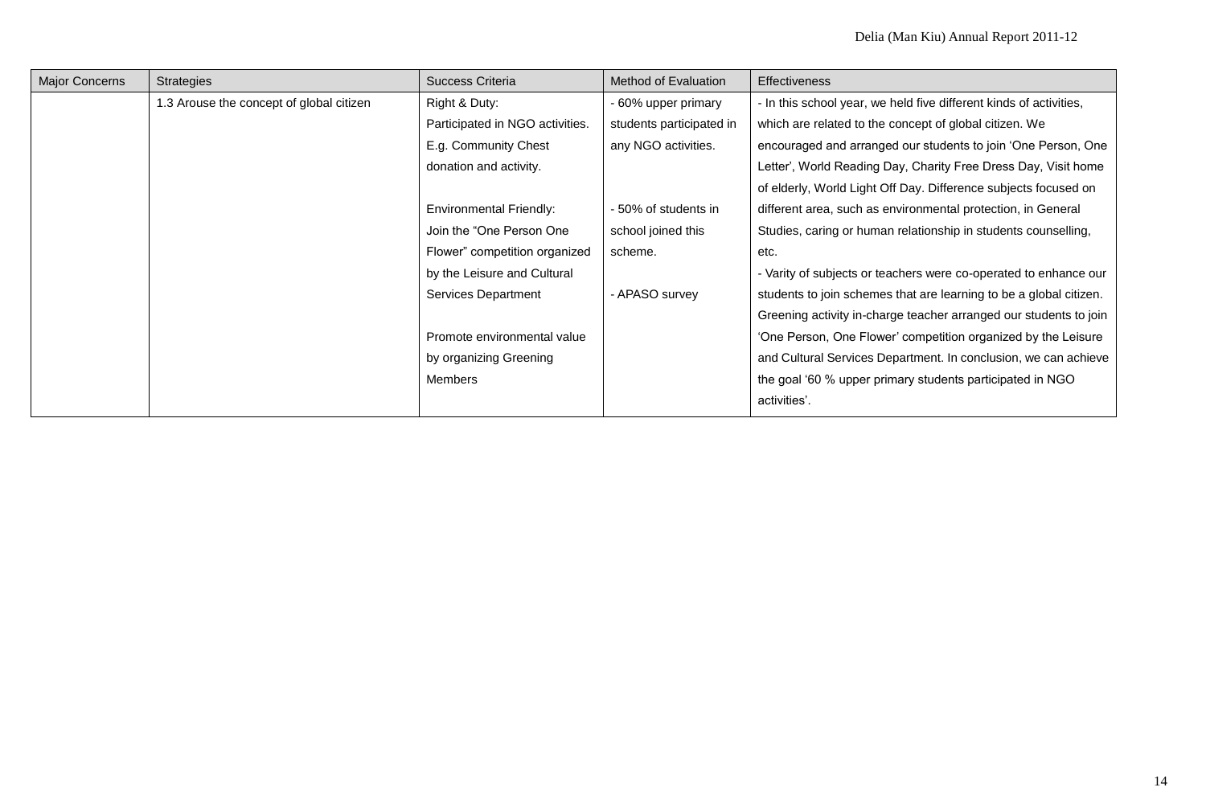| Major Concerns | Strategies | Success Criteria | Method of Evaluation | Effectiveness |
|---|---|---|---|---|
| | 1.3 Arouse the concept of global citizen | Right & Duty: Participated in NGO activities. E.g. Community Chest donation and activity.<br><br>Environmental Friendly: Join the "One Person One Flower" competition organized by the Leisure and Cultural Services Department<br><br>Promote environmental value by organizing Greening Members | - 60% upper primary students participated in any NGO activities.<br><br>- 50% of students in school joined this scheme.<br><br>- APASO survey | - In this school year, we held five different kinds of activities, which are related to the concept of global citizen. We encouraged and arranged our students to join 'One Person, One Letter', World Reading Day, Charity Free Dress Day, Visit home of elderly, World Light Off Day. Difference subjects focused on different area, such as environmental protection, in General Studies, caring or human relationship in students counselling, etc.<br>- Varity of subjects or teachers were co-operated to enhance our students to join schemes that are learning to be a global citizen. Greening activity in-charge teacher arranged our students to join 'One Person, One Flower' competition organized by the Leisure and Cultural Services Department. In conclusion, we can achieve the goal '60 % upper primary students participated in NGO activities'. |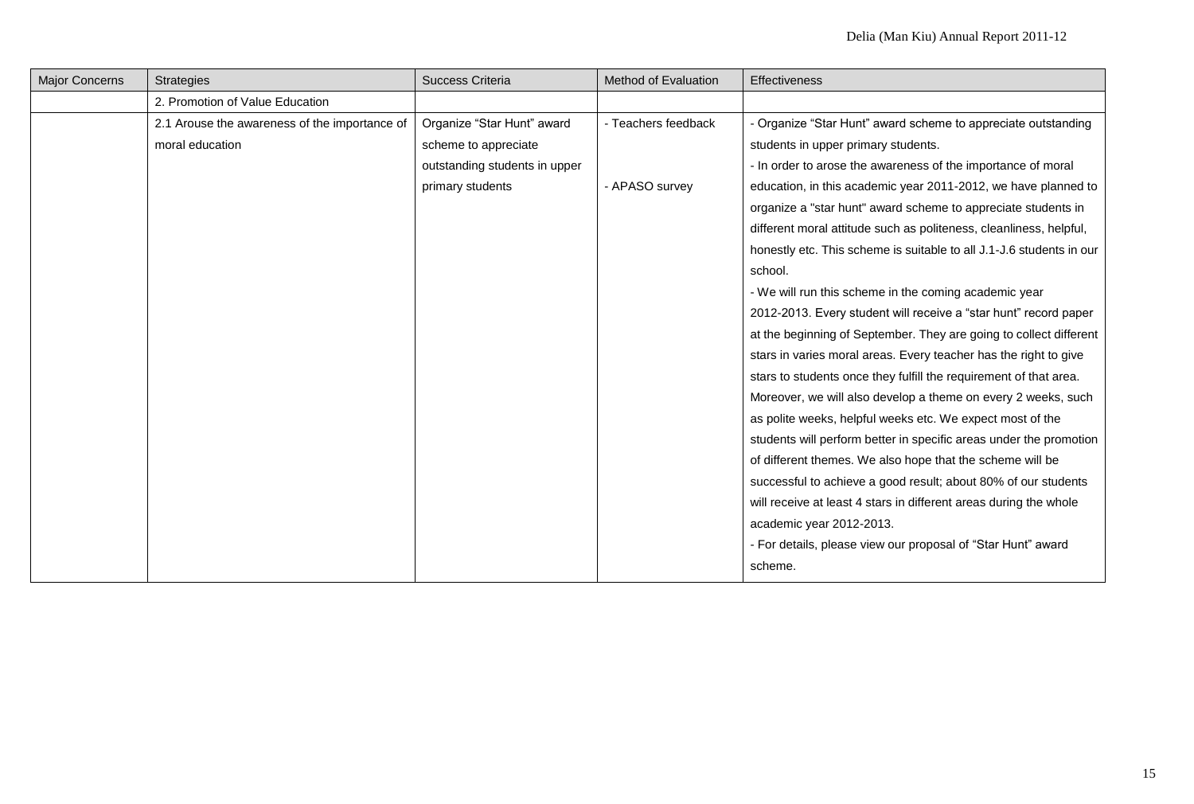| Major Concerns | Strategies | Success Criteria | Method of Evaluation | Effectiveness |
|---|---|---|---|---|
| | 2. Promotion of Value Education | | | |
| | 2.1 Arouse the awareness of the importance of moral education | Organize "Star Hunt" award scheme to appreciate outstanding students in upper primary students | - Teachers feedback<br><br>- APASO survey | - Organize "Star Hunt" award scheme to appreciate outstanding students in upper primary students.<br>- In order to arose the awareness of the importance of moral education, in this academic year 2011-2012, we have planned to organize a "star hunt" award scheme to appreciate students in different moral attitude such as politeness, cleanliness, helpful, honestly etc. This scheme is suitable to all J.1-J.6 students in our school.<br>- We will run this scheme in the coming academic year 2012-2013. Every student will receive a "star hunt" record paper at the beginning of September. They are going to collect different stars in varies moral areas. Every teacher has the right to give stars to students once they fulfill the requirement of that area. Moreover, we will also develop a theme on every 2 weeks, such as polite weeks, helpful weeks etc. We expect most of the students will perform better in specific areas under the promotion of different themes. We also hope that the scheme will be successful to achieve a good result; about 80% of our students will receive at least 4 stars in different areas during the whole academic year 2012-2013.<br>- For details, please view our proposal of "Star Hunt" award scheme. |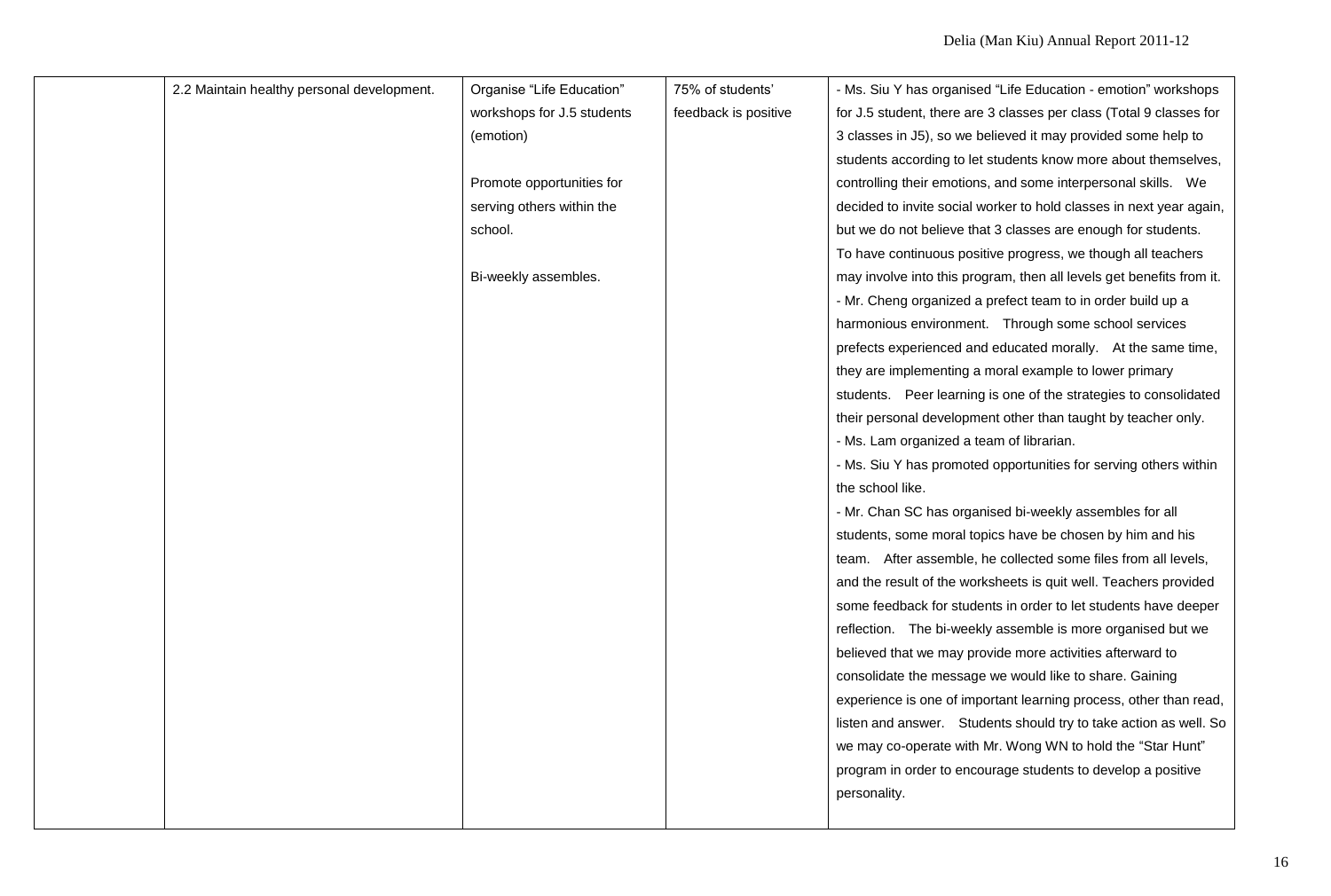| | | | | |
|---|---|---|---|---|
| | 2.2 Maintain healthy personal development. | Organise "Life Education" workshops for J.5 students (emotion)<br><br>Promote opportunities for serving others within the school.<br><br>Bi-weekly assembles. | 75% of students' feedback is positive | - Ms. Siu Y has organised "Life Education - emotion" workshops for J.5 student, there are 3 classes per class (Total 9 classes for 3 classes in J5), so we believed it may provided some help to students according to let students know more about themselves, controlling their emotions, and some interpersonal skills. We decided to invite social worker to hold classes in next year again, but we do not believe that 3 classes are enough for students. To have continuous positive progress, we though all teachers may involve into this program, then all levels get benefits from it.<br>- Mr. Cheng organized a prefect team to in order build up a harmonious environment. Through some school services prefects experienced and educated morally. At the same time, they are implementing a moral example to lower primary students. Peer learning is one of the strategies to consolidated their personal development other than taught by teacher only.<br>- Ms. Lam organized a team of librarian.<br>- Ms. Siu Y has promoted opportunities for serving others within the school like.<br>- Mr. Chan SC has organised bi-weekly assembles for all students, some moral topics have be chosen by him and his team. After assemble, he collected some files from all levels, and the result of the worksheets is quit well. Teachers provided some feedback for students in order to let students have deeper reflection. The bi-weekly assemble is more organised but we believed that we may provide more activities afterward to consolidate the message we would like to share. Gaining experience is one of important learning process, other than read, listen and answer. Students should try to take action as well. So we may co-operate with Mr. Wong WN to hold the "Star Hunt" program in order to encourage students to develop a positive personality. |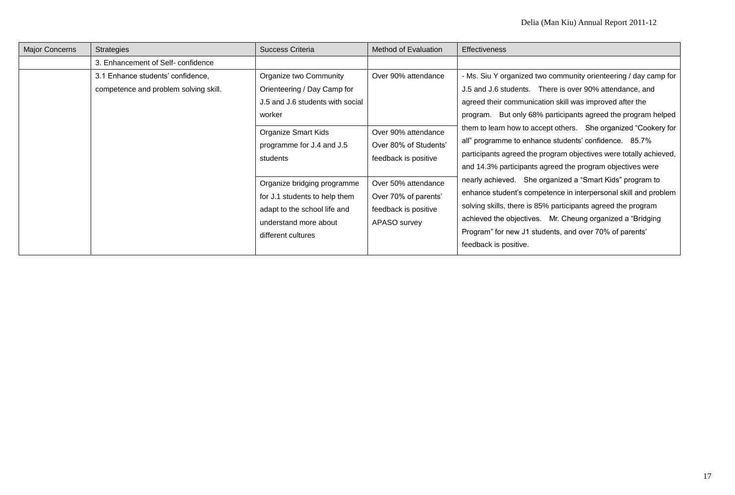| Major Concerns | Strategies | Success Criteria | Method of Evaluation | Effectiveness |
|---|---|---|---|---|
| | 3. Enhancement of Self- confidence | | | |
| | 3.1 Enhance students' confidence, competence and problem solving skill. | Organize two Community Orienteering / Day Camp for J.5 and J.6 students with social worker | Over 90% attendance | - Ms. Siu Y organized two community orienteering / day camp for J.5 and J.6 students. There is over 90% attendance, and agreed their communication skill was improved after the program. But only 68% participants agreed the program helped them to learn how to accept others. She organized "Cookery for all" programme to enhance students' confidence. 85.7% participants agreed the program objectives were totally achieved, and 14.3% participants agreed the program objectives were nearly achieved. She organized a "Smart Kids" program to enhance student's competence in interpersonal skill and problem solving skills, there is 85% participants agreed the program achieved the objectives. Mr. Cheung organized a "Bridging Program" for new J1 students, and over 70% of parents' feedback is positive. |
| | | Organize Smart Kids programme for J.4 and J.5 students | Over 90% attendance<br>Over 80% of Students' feedback is positive | |
| | | Organize bridging programme for J.1 students to help them adapt to the school life and understand more about different cultures | Over 50% attendance<br>Over 70% of parents' feedback is positive<br>APASO survey | |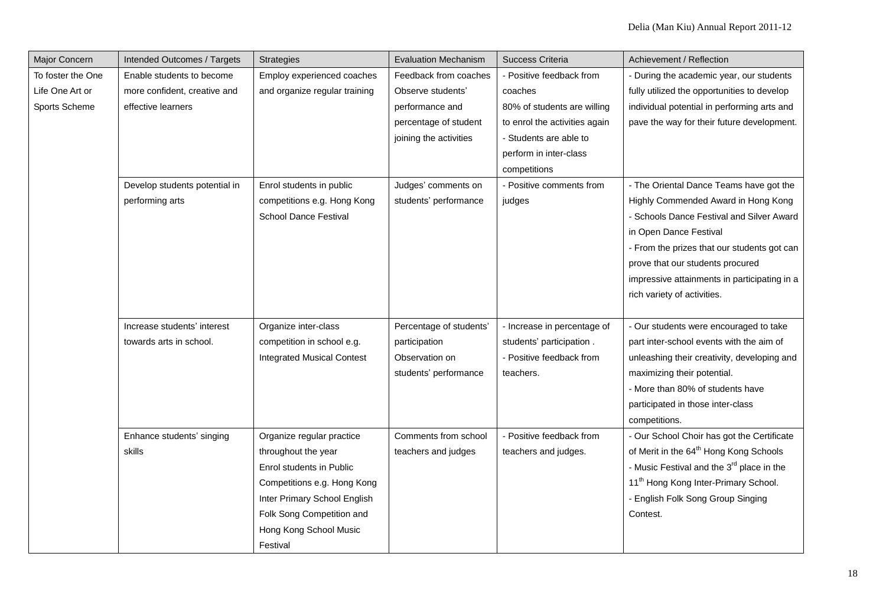| Major Concern | Intended Outcomes / Targets | Strategies | Evaluation Mechanism | Success Criteria | Achievement / Reflection |
|---|---|---|---|---|---|
| To foster the One Life One Art or Sports Scheme | Enable students to become more confident, creative and effective learners | Employ experienced coaches and organize regular training | Feedback from coaches Observe students' performance and percentage of student joining the activities | - Positive feedback from coaches 80% of students are willing to enrol the activities again - Students are able to perform in inter-class competitions | - During the academic year, our students fully utilized the opportunities to develop individual potential in performing arts and pave the way for their future development. |
| | Develop students potential in performing arts | Enrol students in public competitions e.g. Hong Kong School Dance Festival | Judges' comments on students' performance | - Positive comments from judges | - The Oriental Dance Teams have got the Highly Commended Award in Hong Kong - Schools Dance Festival and Silver Award in Open Dance Festival - From the prizes that our students got can prove that our students procured impressive attainments in participating in a rich variety of activities. |
| | Increase students' interest towards arts in school. | Organize inter-class competition in school e.g. Integrated Musical Contest | Percentage of students' participation Observation on students' performance | - Increase in percentage of students' participation . - Positive feedback from teachers. | - Our students were encouraged to take part inter-school events with the aim of unleashing their creativity, developing and maximizing their potential. - More than 80% of students have participated in those inter-class competitions. |
| | Enhance students' singing skills | Organize regular practice throughout the year Enrol students in Public Competitions e.g. Hong Kong Inter Primary School English Folk Song Competition and Hong Kong School Music Festival | Comments from school teachers and judges | - Positive feedback from teachers and judges. | - Our School Choir has got the Certificate of Merit in the 64th Hong Kong Schools - Music Festival and the 3rd place in the 11th Hong Kong Inter-Primary School. - English Folk Song Group Singing Contest. |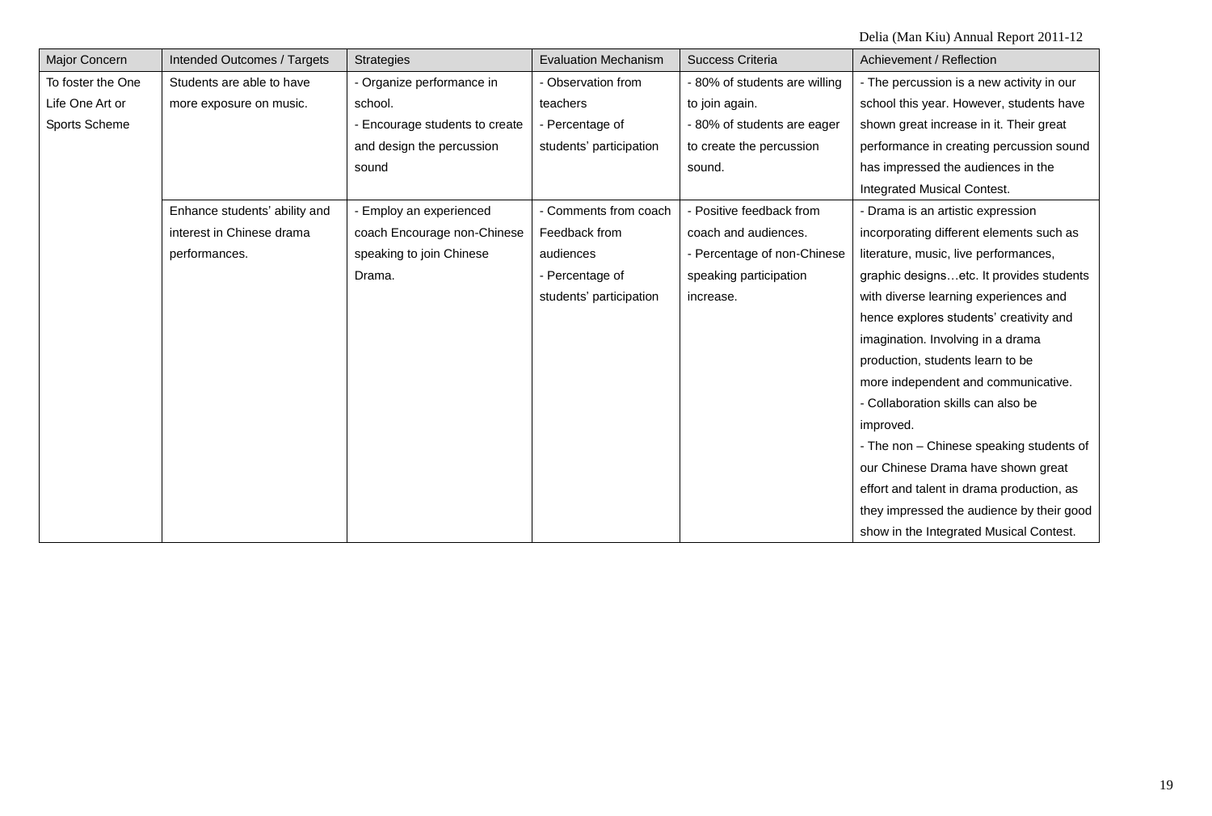| Major Concern | Intended Outcomes / Targets | Strategies | Evaluation Mechanism | Success Criteria | Achievement / Reflection |
|---|---|---|---|---|---|
| To foster the One Life One Art or Sports Scheme | Students are able to have more exposure on music. | - Organize performance in school.<br>- Encourage students to create and design the percussion sound | - Observation from teachers<br>- Percentage of students' participation | - 80% of students are willing to join again.<br>- 80% of students are eager to create the percussion sound. | - The percussion is a new activity in our school this year. However, students have shown great increase in it. Their great performance in creating percussion sound has impressed the audiences in the Integrated Musical Contest. |
| | Enhance students' ability and interest in Chinese drama performances. | - Employ an experienced coach Encourage non-Chinese speaking to join Chinese Drama. | - Comments from coach Feedback from audiences<br>- Percentage of students' participation | - Positive feedback from coach and audiences.<br>- Percentage of non-Chinese speaking participation increase. | - Drama is an artistic expression incorporating different elements such as literature, music, live performances, graphic designs…etc. It provides students with diverse learning experiences and hence explores students' creativity and imagination. Involving in a drama production, students learn to be more independent and communicative.<br>- Collaboration skills can also be improved.<br>- The non – Chinese speaking students of our Chinese Drama have shown great effort and talent in drama production, as they impressed the audience by their good show in the Integrated Musical Contest. |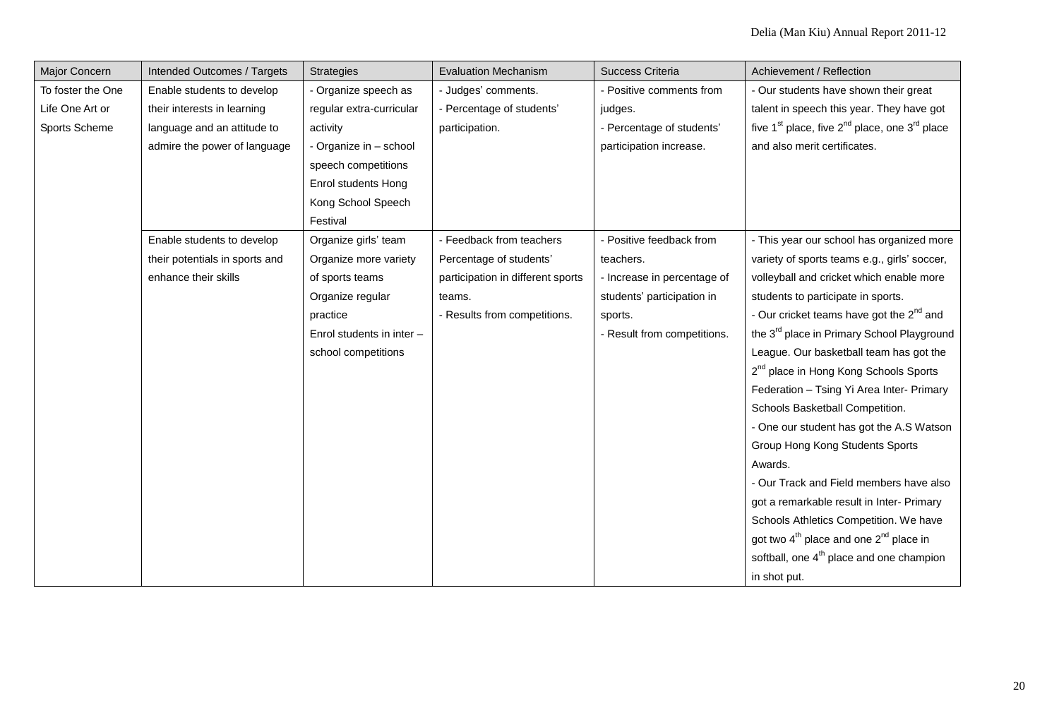| Major Concern | Intended Outcomes / Targets | Strategies | Evaluation Mechanism | Success Criteria | Achievement / Reflection |
|---|---|---|---|---|---|
| To foster the One Life One Art or Sports Scheme | Enable students to develop their interests in learning language and an attitude to admire the power of language | - Organize speech as regular extra-curricular activity<br>- Organize in – school speech competitions<br>Enrol students Hong Kong School Speech Festival | - Judges' comments.<br>- Percentage of students' participation. | - Positive comments from judges.<br>- Percentage of students' participation increase. | - Our students have shown their great talent in speech this year. They have got five 1st place, five 2nd place, one 3rd place and also merit certificates. |
| | Enable students to develop their potentials in sports and enhance their skills | Organize girls' team<br>Organize more variety of sports teams<br>Organize regular practice<br>Enrol students in inter – school competitions | - Feedback from teachers<br>Percentage of students' participation in different sports teams.<br>- Results from competitions. | - Positive feedback from teachers.<br>- Increase in percentage of students' participation in sports.<br>- Result from competitions. | - This year our school has organized more variety of sports teams e.g., girls' soccer, volleyball and cricket which enable more students to participate in sports.<br>- Our cricket teams have got the 2nd and the 3rd place in Primary School Playground League. Our basketball team has got the 2nd place in Hong Kong Schools Sports Federation – Tsing Yi Area Inter- Primary Schools Basketball Competition.<br>- One our student has got the A.S Watson Group Hong Kong Students Sports Awards.<br>- Our Track and Field members have also got a remarkable result in Inter- Primary Schools Athletics Competition. We have got two 4th place and one 2nd place in softball, one 4th place and one champion in shot put. |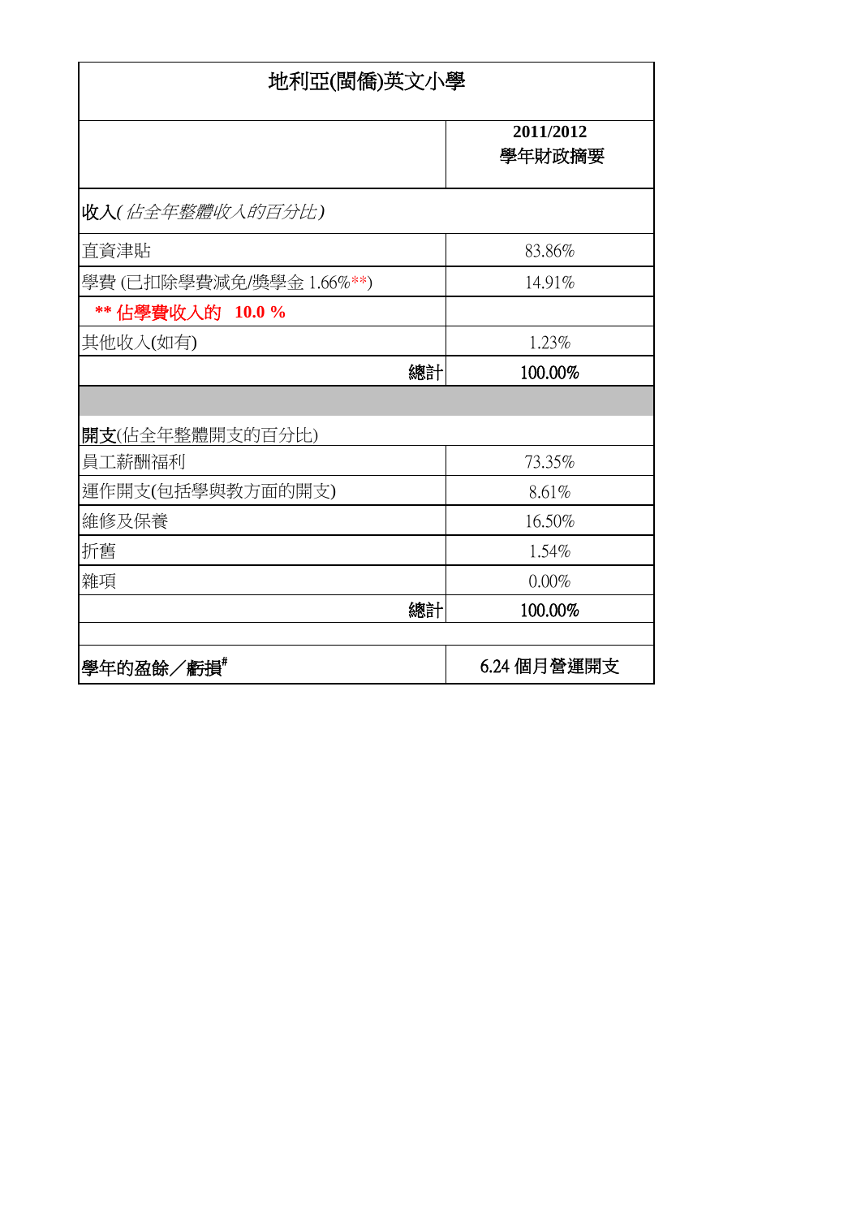| 地利亞(閩僑)英文小學 | |
|---|---|
| | 2011/2012<br>學年財政摘要 |
| **收入**( *佔全年整體收入的百分比*) | |
| 直資津貼 | 83.86% |
| 學費 (已扣除學費減免/獎學金 1.66%**) | 14.91% |
| ** 佔學費收入的 10.0 % | |
| 其他收入(如有) | 1.23% |
| 總計 | 100.00% |
| | |
| **開支**(佔全年整體開支的百分比) | |
| 員工薪酬福利 | 73.35% |
| 運作開支(包括學與教方面的開支) | 8.61% |
| 維修及保養 | 16.50% |
| 折舊 | 1.54% |
| 雜項 | 0.00% |
| 總計 | 100.00% |
| | |
| 學年的盈餘／虧損# | 6.24 個月營運開支 |